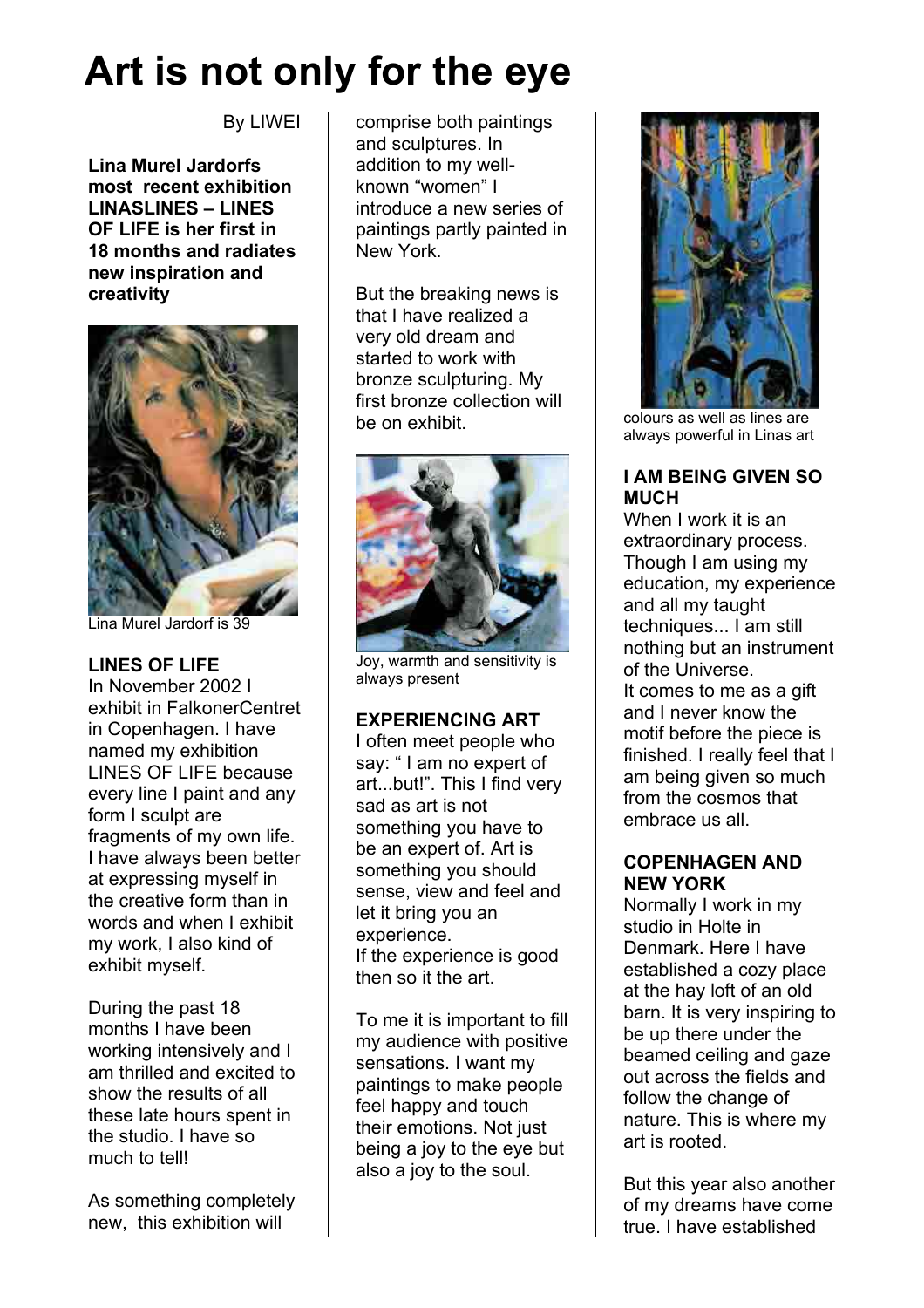# Art is not only for the eye

By LIWEI

**Lina Murel Jardorfs most recent exhibition LINASLINES – LINES OF LIFE is her first in 18 months and radiates new inspiration and creativity**

Lina Murel Jardorf is 39

## LINES OF LIFE

In November 2002 I exhibit in FalkonerCentret in Copenhagen. I have named my exhibition LINES OF LIFE because every line I paint and any form I sculpt are fragments of my own life. I have always been better at expressing myself in the creative form than in words and when I exhibit my work, I also kind of exhibit myself.

During the past 18 months I have been working intensively and I am thrilled and excited to show the results of all these late hours spent in the studio. I have so much to tell!

As something completely new, this exhibition will comprise both paintings and sculptures. In addition to my well-known "women" I introduce a new series of paintings partly painted in New York.

But the breaking news is that I have realized a very old dream and started to work with bronze sculpturing. My first bronze collection will be on exhibit.

Joy, warmth and sensitivity is always present

## EXPERIENCING ART

I often meet people who say: " I am no expert of art...but!". This I find very sad as art is not something you have to be an expert of. Art is something you should sense, view and feel and let it bring you an experience.
If the experience is good then so it the art.

To me it is important to fill my audience with positive sensations. I want my paintings to make people feel happy and touch their emotions. Not just being a joy to the eye but also a joy to the soul.

colours as well as lines are always powerful in Linas art

## I AM BEING GIVEN SO MUCH

When I work it is an extraordinary process. Though I am using my education, my experience and all my taught techniques... I am still nothing but an instrument of the Universe.
It comes to me as a gift and I never know the motif before the piece is finished. I really feel that I am being given so much from the cosmos that embrace us all.

## COPENHAGEN AND NEW YORK

Normally I work in my studio in Holte in Denmark. Here I have established a cozy place at the hay loft of an old barn. It is very inspiring to be up there under the beamed ceiling and gaze out across the fields and follow the change of nature. This is where my art is rooted.

But this year also another of my dreams have come true. I have established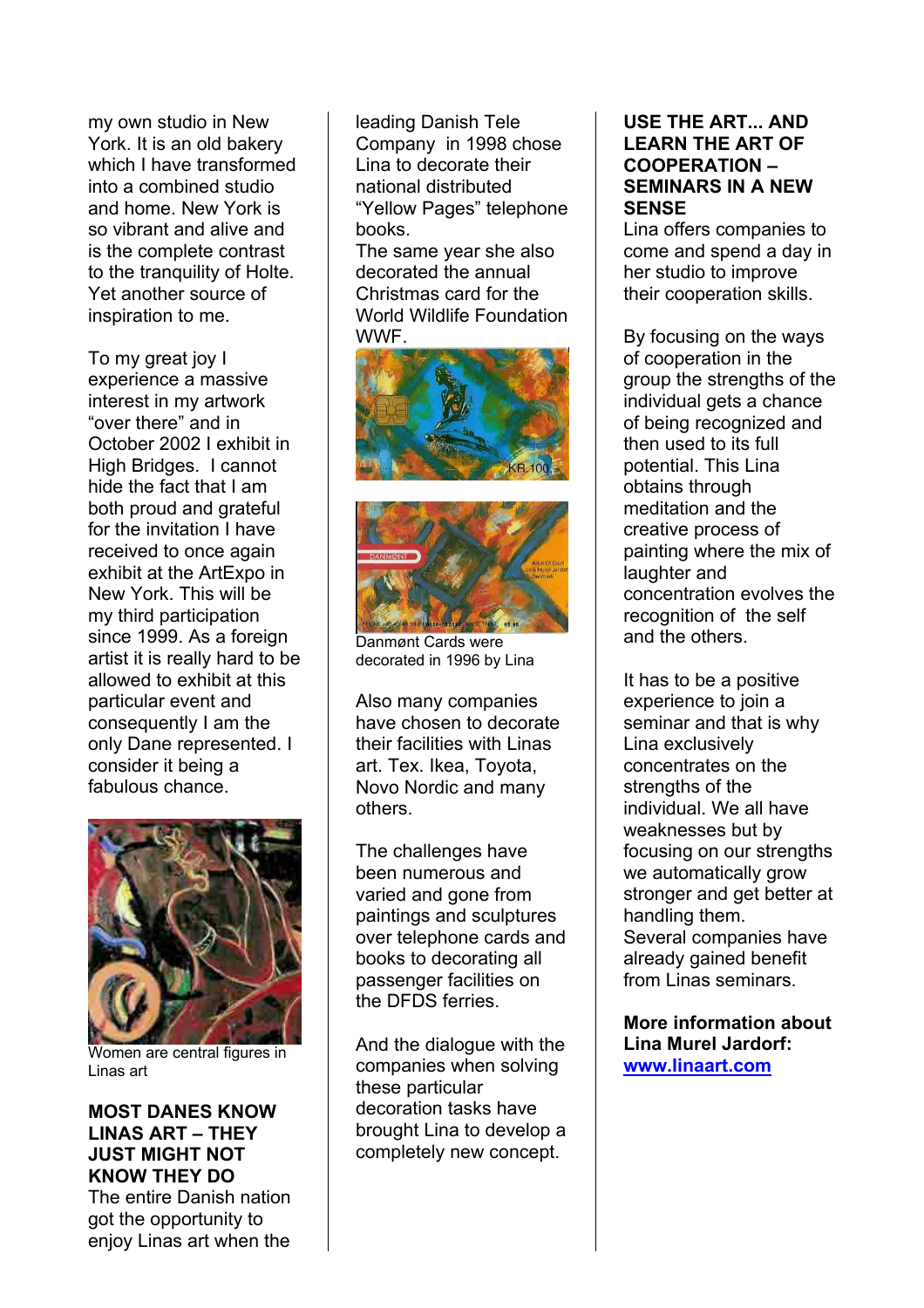my own studio in New York. It is an old bakery which I have transformed into a combined studio and home. New York is so vibrant and alive and is the complete contrast to the tranquility of Holte. Yet another source of inspiration to me.

To my great joy I experience a massive interest in my artwork "over there" and in October 2002 I exhibit in High Bridges. I cannot hide the fact that I am both proud and grateful for the invitation I have received to once again exhibit at the ArtExpo in New York. This will be my third participation since 1999. As a foreign artist it is really hard to be allowed to exhibit at this particular event and consequently I am the only Dane represented. I consider it being a fabulous chance.

Women are central figures in Linas art

**MOST DANES KNOW LINAS ART – THEY JUST MIGHT NOT KNOW THEY DO**

The entire Danish nation got the opportunity to enjoy Linas art when the leading Danish Tele Company in 1998 chose Lina to decorate their national distributed "Yellow Pages" telephone books.

The same year she also decorated the annual Christmas card for the World Wildlife Foundation WWF.

Danmønt Cards were decorated in 1996 by Lina

Also many companies have chosen to decorate their facilities with Linas art. Tex. Ikea, Toyota, Novo Nordic and many others.

The challenges have been numerous and varied and gone from paintings and sculptures over telephone cards and books to decorating all passenger facilities on the DFDS ferries.

And the dialogue with the companies when solving these particular decoration tasks have brought Lina to develop a completely new concept.

**USE THE ART... AND LEARN THE ART OF COOPERATION – SEMINARS IN A NEW SENSE**

Lina offers companies to come and spend a day in her studio to improve their cooperation skills.

By focusing on the ways of cooperation in the group the strengths of the individual gets a chance of being recognized and then used to its full potential. This Lina obtains through meditation and the creative process of painting where the mix of laughter and concentration evolves the recognition of the self and the others.

It has to be a positive experience to join a seminar and that is why Lina exclusively concentrates on the strengths of the individual. We all have weaknesses but by focusing on our strengths we automatically grow stronger and get better at handling them.

Several companies have already gained benefit from Linas seminars.

**More information about Lina Murel Jardorf:**
**[www.linaart.com](http://www.linaart.com)**